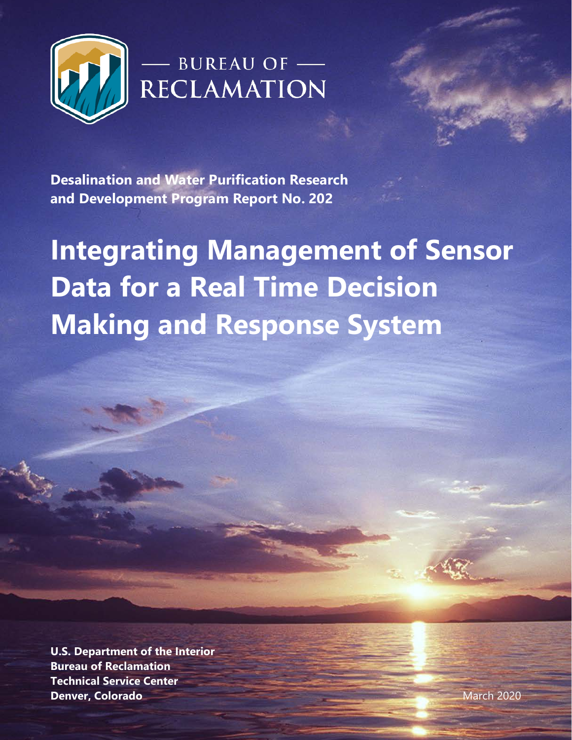BUREAU OF RECLAMATION

**Desalination and Water Purification Research and Development Program Report No. 202**

# Integrating Management of Sensor Data for a Real Time Decision Making and Response System

**U.S. Department of the Interior**
**Bureau of Reclamation**
**Technical Service Center**
**Denver, Colorado**

March 2020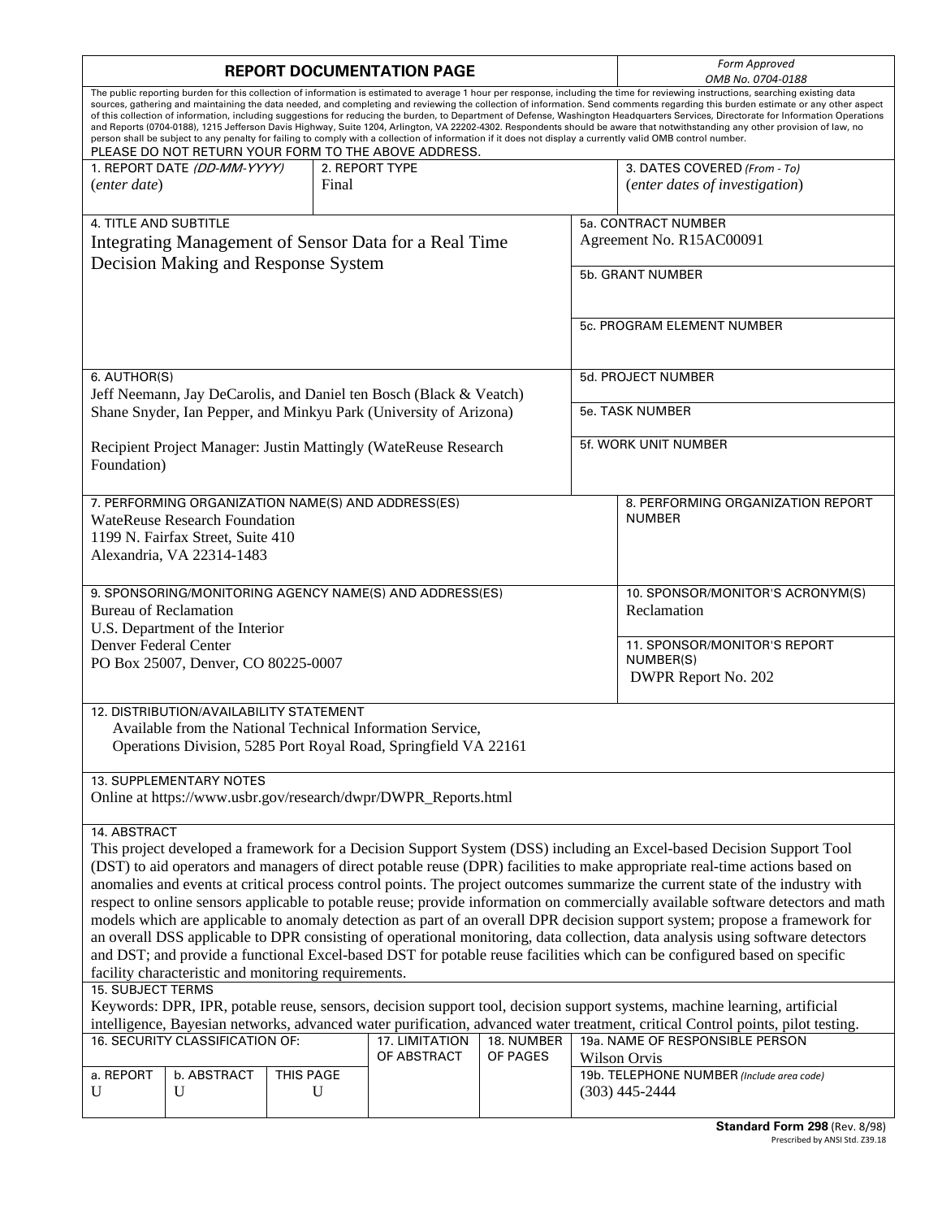# REPORT DOCUMENTATION PAGE

*Form Approved*
*OMB No. 0704-0188*

The public reporting burden for this collection of information is estimated to average 1 hour per response, including the time for reviewing instructions, searching existing data sources, gathering and maintaining the data needed, and completing and reviewing the collection of information. Send comments regarding this burden estimate or any other aspect of this collection of information, including suggestions for reducing the burden, to Department of Defense, Washington Headquarters Services, Directorate for Information Operations and Reports (0704-0188), 1215 Jefferson Davis Highway, Suite 1204, Arlington, VA 22202-4302. Respondents should be aware that notwithstanding any other provision of law, no person shall be subject to any penalty for failing to comply with a collection of information if it does not display a currently valid OMB control number.

PLEASE DO NOT RETURN YOUR FORM TO THE ABOVE ADDRESS.

| 1. REPORT DATE *(DD-MM-YYYY)* | 2. REPORT TYPE | 3. DATES COVERED *(From - To)* |
|---|---|---|
| (*enter date*) | Final | (*enter dates of investigation*) |

**4. TITLE AND SUBTITLE**
Integrating Management of Sensor Data for a Real Time Decision Making and Response System

**5a. CONTRACT NUMBER**
Agreement No. R15AC00091

**5b. GRANT NUMBER**

**5c. PROGRAM ELEMENT NUMBER**

**6. AUTHOR(S)**
Jeff Neemann, Jay DeCarolis, and Daniel ten Bosch (Black & Veatch)
Shane Snyder, Ian Pepper, and Minkyu Park (University of Arizona)

Recipient Project Manager: Justin Mattingly (WateReuse Research Foundation)

**5d. PROJECT NUMBER**

**5e. TASK NUMBER**

**5f. WORK UNIT NUMBER**

**7. PERFORMING ORGANIZATION NAME(S) AND ADDRESS(ES)**
WateReuse Research Foundation
1199 N. Fairfax Street, Suite 410
Alexandria, VA 22314-1483

**8. PERFORMING ORGANIZATION REPORT NUMBER**

**9. SPONSORING/MONITORING AGENCY NAME(S) AND ADDRESS(ES)**
Bureau of Reclamation
U.S. Department of the Interior
Denver Federal Center
PO Box 25007, Denver, CO 80225-0007

**10. SPONSOR/MONITOR'S ACRONYM(S)**
Reclamation

**11. SPONSOR/MONITOR'S REPORT NUMBER(S)**
DWPR Report No. 202

**12. DISTRIBUTION/AVAILABILITY STATEMENT**
Available from the National Technical Information Service,
Operations Division, 5285 Port Royal Road, Springfield VA 22161

**13. SUPPLEMENTARY NOTES**
Online at https://www.usbr.gov/research/dwpr/DWPR_Reports.html

**14. ABSTRACT**
This project developed a framework for a Decision Support System (DSS) including an Excel-based Decision Support Tool (DST) to aid operators and managers of direct potable reuse (DPR) facilities to make appropriate real-time actions based on anomalies and events at critical process control points. The project outcomes summarize the current state of the industry with respect to online sensors applicable to potable reuse; provide information on commercially available software detectors and math models which are applicable to anomaly detection as part of an overall DPR decision support system; propose a framework for an overall DSS applicable to DPR consisting of operational monitoring, data collection, data analysis using software detectors and DST; and provide a functional Excel-based DST for potable reuse facilities which can be configured based on specific facility characteristic and monitoring requirements.

**15. SUBJECT TERMS**
Keywords: DPR, IPR, potable reuse, sensors, decision support tool, decision support systems, machine learning, artificial intelligence, Bayesian networks, advanced water purification, advanced water treatment, critical Control points, pilot testing.

| 16. SECURITY CLASSIFICATION OF: | | | 17. LIMITATION OF ABSTRACT | 18. NUMBER OF PAGES | 19a. NAME OF RESPONSIBLE PERSON |
|---|---|---|---|---|---|
| a. REPORT | b. ABSTRACT | THIS PAGE | | | Wilson Orvis |
| U | U | U | | | 19b. TELEPHONE NUMBER *(Include area code)* (303) 445-2444 |

**Standard Form 298** (Rev. 8/98)
Prescribed by ANSI Std. Z39.18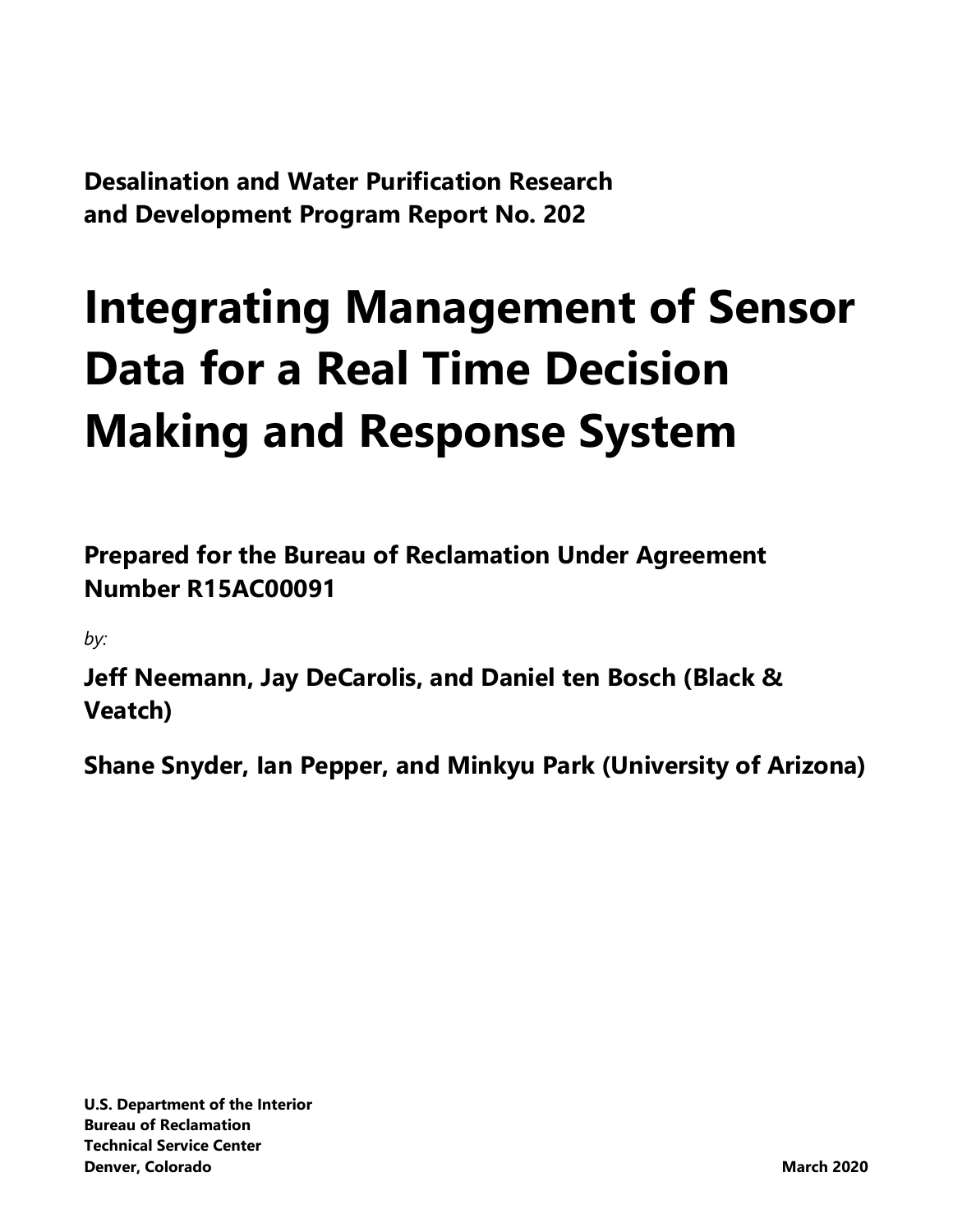**Desalination and Water Purification Research and Development Program Report No. 202**

# Integrating Management of Sensor Data for a Real Time Decision Making and Response System

**Prepared for the Bureau of Reclamation Under Agreement Number R15AC00091**

*by:*

**Jeff Neemann, Jay DeCarolis, and Daniel ten Bosch (Black & Veatch)**

**Shane Snyder, Ian Pepper, and Minkyu Park (University of Arizona)**

**U.S. Department of the Interior**
**Bureau of Reclamation**
**Technical Service Center**
**Denver, Colorado**

**March 2020**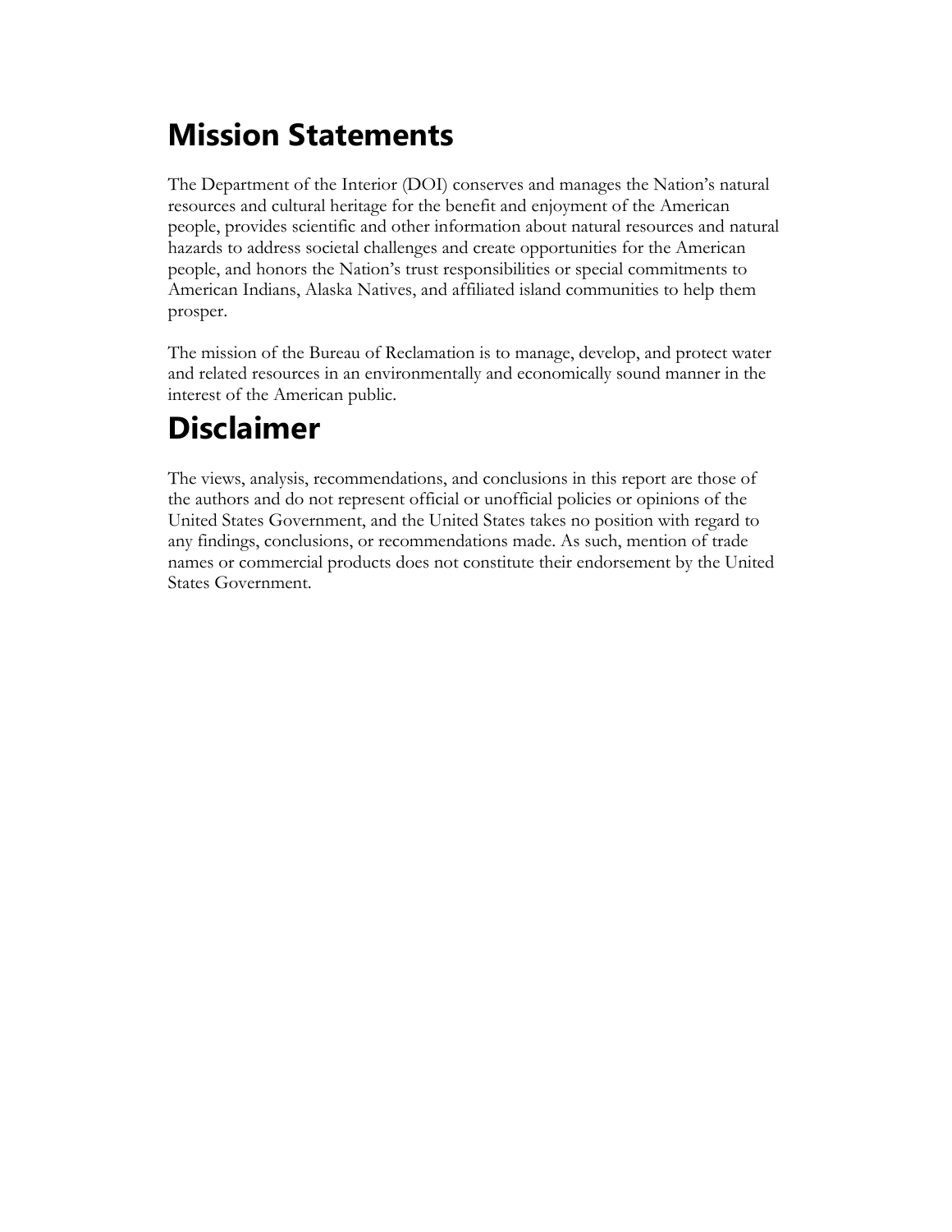# Mission Statements

The Department of the Interior (DOI) conserves and manages the Nation's natural resources and cultural heritage for the benefit and enjoyment of the American people, provides scientific and other information about natural resources and natural hazards to address societal challenges and create opportunities for the American people, and honors the Nation's trust responsibilities or special commitments to American Indians, Alaska Natives, and affiliated island communities to help them prosper.

The mission of the Bureau of Reclamation is to manage, develop, and protect water and related resources in an environmentally and economically sound manner in the interest of the American public.

# Disclaimer

The views, analysis, recommendations, and conclusions in this report are those of the authors and do not represent official or unofficial policies or opinions of the United States Government, and the United States takes no position with regard to any findings, conclusions, or recommendations made. As such, mention of trade names or commercial products does not constitute their endorsement by the United States Government.